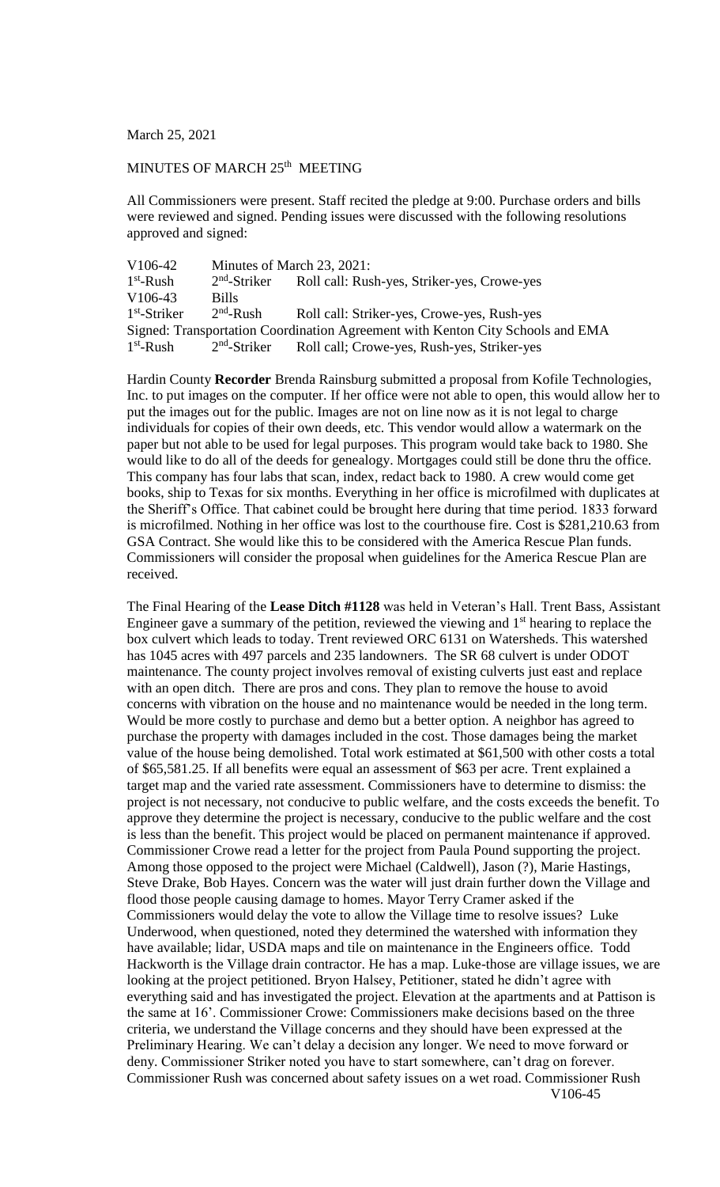March 25, 2021

MINUTES OF MARCH 25th MEETING

All Commissioners were present. Staff recited the pledge at 9:00. Purchase orders and bills were reviewed and signed. Pending issues were discussed with the following resolutions approved and signed:

V106-42 Minutes of March 23, 2021:
1st-Rush 2nd-Striker Roll call: Rush-yes, Striker-yes, Crowe-yes
V106-43 Bills
1st-Striker 2nd-Rush Roll call: Striker-yes, Crowe-yes, Rush-yes
Signed: Transportation Coordination Agreement with Kenton City Schools and EMA
1st-Rush 2nd-Striker Roll call; Crowe-yes, Rush-yes, Striker-yes

Hardin County **Recorder** Brenda Rainsburg submitted a proposal from Kofile Technologies, Inc. to put images on the computer. If her office were not able to open, this would allow her to put the images out for the public. Images are not on line now as it is not legal to charge individuals for copies of their own deeds, etc. This vendor would allow a watermark on the paper but not able to be used for legal purposes. This program would take back to 1980. She would like to do all of the deeds for genealogy. Mortgages could still be done thru the office. This company has four labs that scan, index, redact back to 1980. A crew would come get books, ship to Texas for six months. Everything in her office is microfilmed with duplicates at the Sheriff's Office. That cabinet could be brought here during that time period. 1833 forward is microfilmed. Nothing in her office was lost to the courthouse fire. Cost is $281,210.63 from GSA Contract. She would like this to be considered with the America Rescue Plan funds. Commissioners will consider the proposal when guidelines for the America Rescue Plan are received.

The Final Hearing of the **Lease Ditch #1128** was held in Veteran's Hall. Trent Bass, Assistant Engineer gave a summary of the petition, reviewed the viewing and 1st hearing to replace the box culvert which leads to today. Trent reviewed ORC 6131 on Watersheds. This watershed has 1045 acres with 497 parcels and 235 landowners. The SR 68 culvert is under ODOT maintenance. The county project involves removal of existing culverts just east and replace with an open ditch. There are pros and cons. They plan to remove the house to avoid concerns with vibration on the house and no maintenance would be needed in the long term. Would be more costly to purchase and demo but a better option. A neighbor has agreed to purchase the property with damages included in the cost. Those damages being the market value of the house being demolished. Total work estimated at $61,500 with other costs a total of $65,581.25. If all benefits were equal an assessment of $63 per acre. Trent explained a target map and the varied rate assessment. Commissioners have to determine to dismiss: the project is not necessary, not conducive to public welfare, and the costs exceeds the benefit. To approve they determine the project is necessary, conducive to the public welfare and the cost is less than the benefit. This project would be placed on permanent maintenance if approved. Commissioner Crowe read a letter for the project from Paula Pound supporting the project. Among those opposed to the project were Michael (Caldwell), Jason (?), Marie Hastings, Steve Drake, Bob Hayes. Concern was the water will just drain further down the Village and flood those people causing damage to homes. Mayor Terry Cramer asked if the Commissioners would delay the vote to allow the Village time to resolve issues? Luke Underwood, when questioned, noted they determined the watershed with information they have available; lidar, USDA maps and tile on maintenance in the Engineers office. Todd Hackworth is the Village drain contractor. He has a map. Luke-those are village issues, we are looking at the project petitioned. Bryon Halsey, Petitioner, stated he didn't agree with everything said and has investigated the project. Elevation at the apartments and at Pattison is the same at 16'. Commissioner Crowe: Commissioners make decisions based on the three criteria, we understand the Village concerns and they should have been expressed at the Preliminary Hearing. We can't delay a decision any longer. We need to move forward or deny. Commissioner Striker noted you have to start somewhere, can't drag on forever. Commissioner Rush was concerned about safety issues on a wet road. Commissioner Rush

V106-45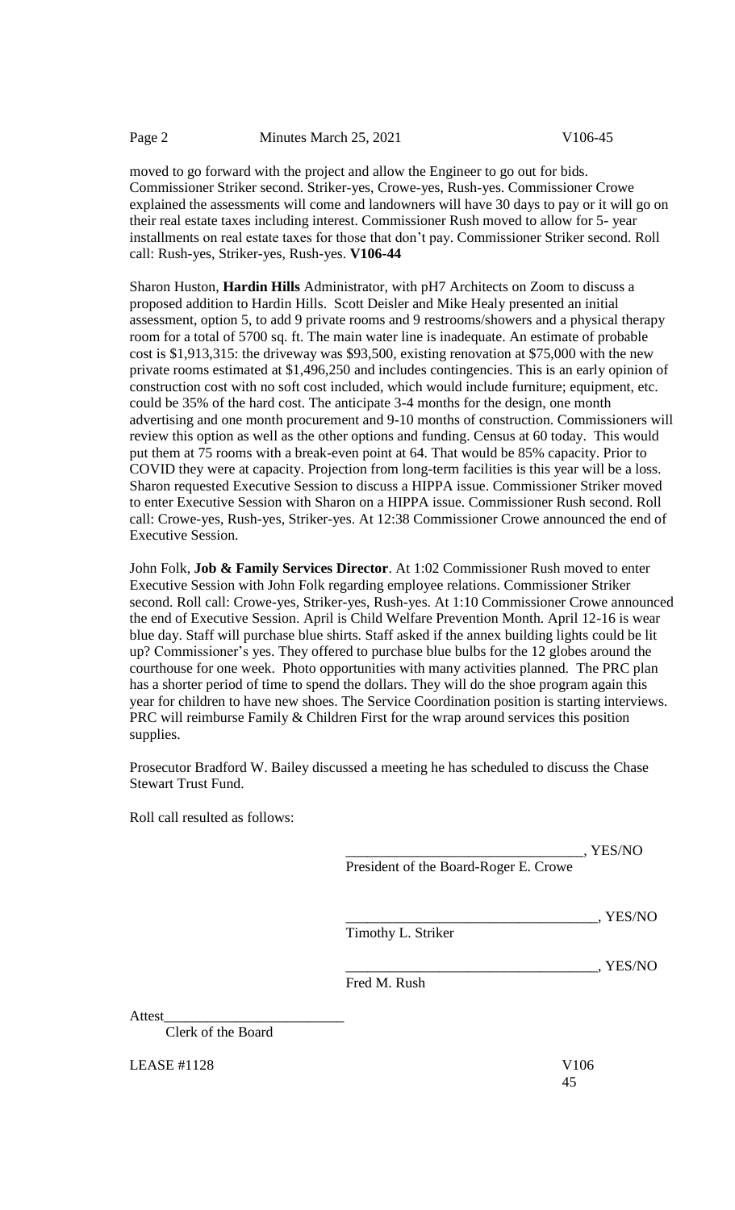moved to go forward with the project and allow the Engineer to go out for bids. Commissioner Striker second. Striker-yes, Crowe-yes, Rush-yes. Commissioner Crowe explained the assessments will come and landowners will have 30 days to pay or it will go on their real estate taxes including interest. Commissioner Rush moved to allow for 5- year installments on real estate taxes for those that don't pay. Commissioner Striker second. Roll call: Rush-yes, Striker-yes, Rush-yes. **V106-44**

Sharon Huston, **Hardin Hills** Administrator, with pH7 Architects on Zoom to discuss a proposed addition to Hardin Hills. Scott Deisler and Mike Healy presented an initial assessment, option 5, to add 9 private rooms and 9 restrooms/showers and a physical therapy room for a total of 5700 sq. ft. The main water line is inadequate. An estimate of probable cost is $1,913,315: the driveway was $93,500, existing renovation at $75,000 with the new private rooms estimated at $1,496,250 and includes contingencies. This is an early opinion of construction cost with no soft cost included, which would include furniture; equipment, etc. could be 35% of the hard cost. The anticipate 3-4 months for the design, one month advertising and one month procurement and 9-10 months of construction. Commissioners will review this option as well as the other options and funding. Census at 60 today. This would put them at 75 rooms with a break-even point at 64. That would be 85% capacity. Prior to COVID they were at capacity. Projection from long-term facilities is this year will be a loss. Sharon requested Executive Session to discuss a HIPPA issue. Commissioner Striker moved to enter Executive Session with Sharon on a HIPPA issue. Commissioner Rush second. Roll call: Crowe-yes, Rush-yes, Striker-yes. At 12:38 Commissioner Crowe announced the end of Executive Session.

John Folk, **Job & Family Services Director**. At 1:02 Commissioner Rush moved to enter Executive Session with John Folk regarding employee relations. Commissioner Striker second. Roll call: Crowe-yes, Striker-yes, Rush-yes. At 1:10 Commissioner Crowe announced the end of Executive Session. April is Child Welfare Prevention Month. April 12-16 is wear blue day. Staff will purchase blue shirts. Staff asked if the annex building lights could be lit up? Commissioner's yes. They offered to purchase blue bulbs for the 12 globes around the courthouse for one week. Photo opportunities with many activities planned. The PRC plan has a shorter period of time to spend the dollars. They will do the shoe program again this year for children to have new shoes. The Service Coordination position is starting interviews. PRC will reimburse Family & Children First for the wrap around services this position supplies.

Prosecutor Bradford W. Bailey discussed a meeting he has scheduled to discuss the Chase Stewart Trust Fund.

Roll call resulted as follows:

________________________________, YES/NO
President of the Board-Roger E. Crowe

________________________________, YES/NO
Timothy L. Striker

________________________________, YES/NO
Fred M. Rush

Attest________________________
Clerk of the Board

LEASE #1128 V106 45